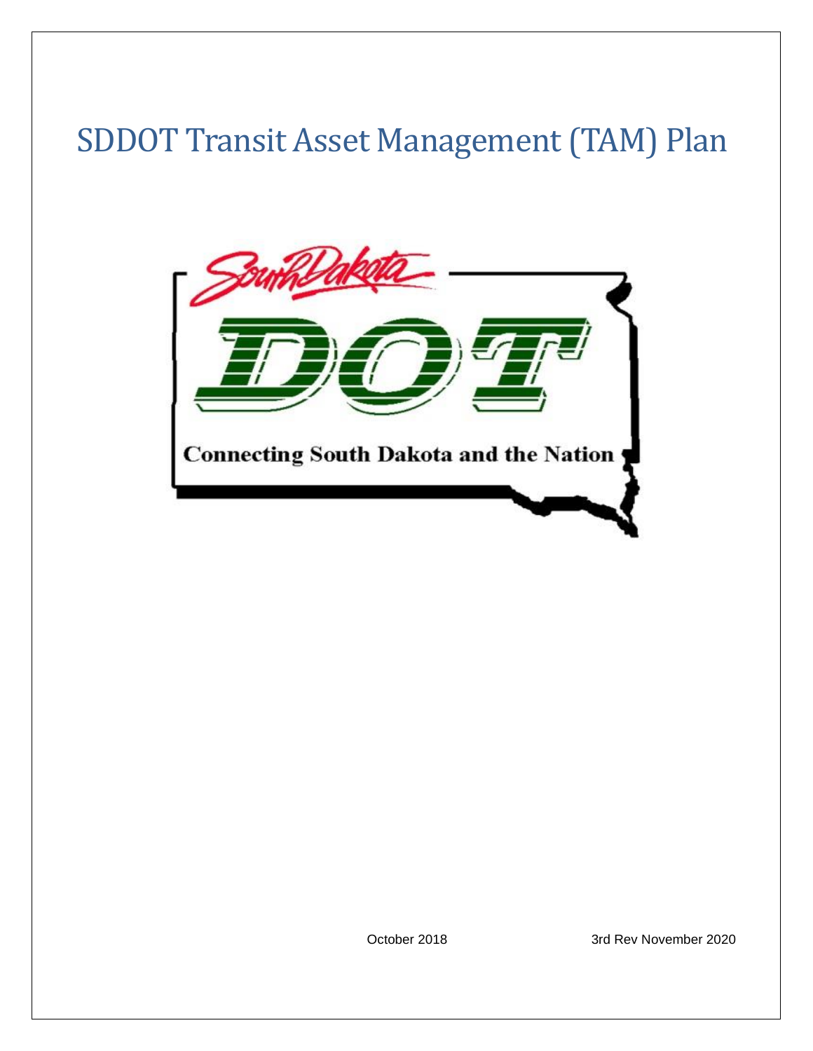# SDDOT Transit Asset Management (TAM) Plan

South Dakota

DOT

Connecting South Dakota and the Nation

October 2018

3rd Rev November 2020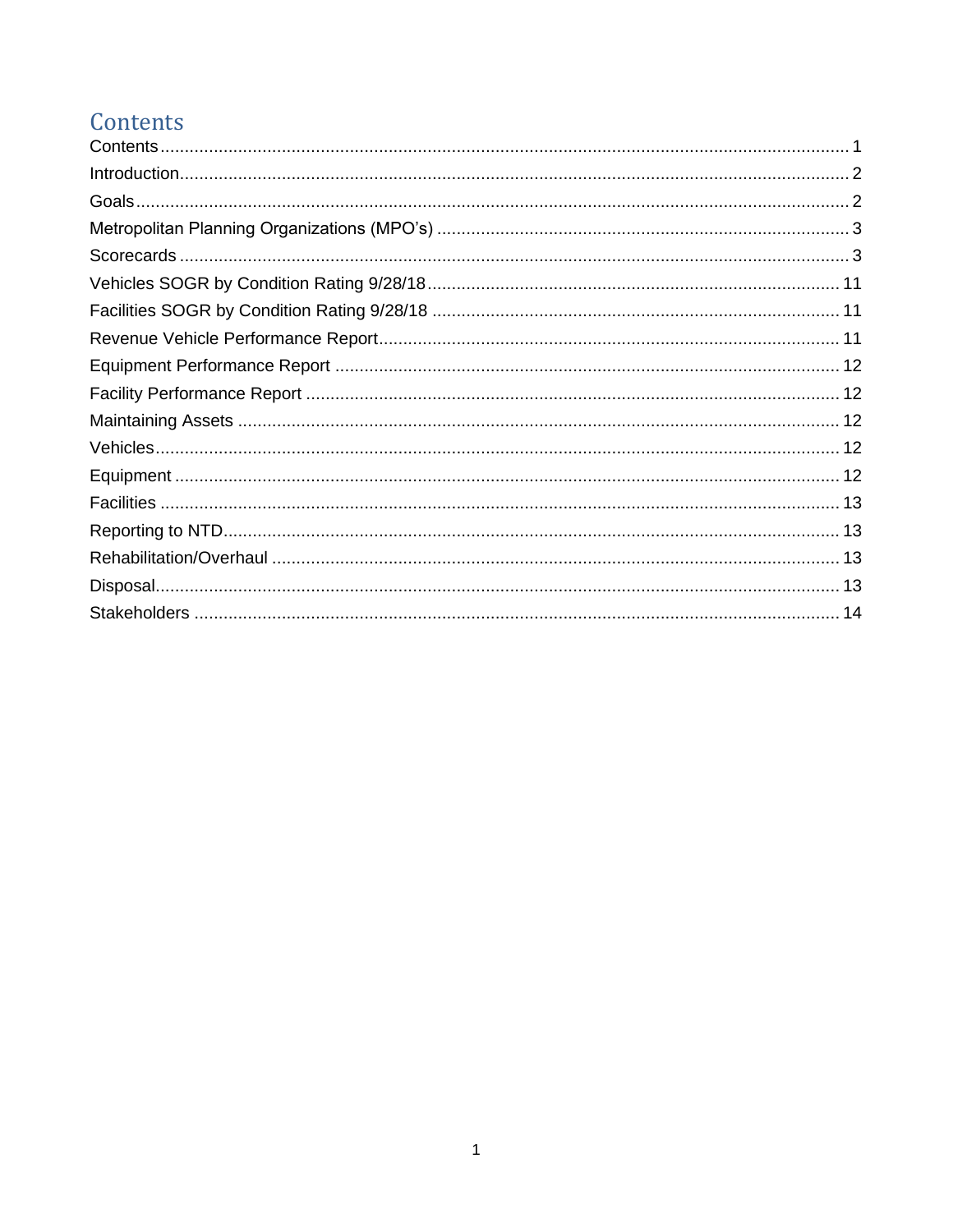# Contents

Contents ..... 1
Introduction ..... 2
Goals ..... 2
Metropolitan Planning Organizations (MPO's) ..... 3
Scorecards ..... 3
Vehicles SOGR by Condition Rating 9/28/18 ..... 11
Facilities SOGR by Condition Rating 9/28/18 ..... 11
Revenue Vehicle Performance Report ..... 11
Equipment Performance Report ..... 12
Facility Performance Report ..... 12
Maintaining Assets ..... 12
Vehicles ..... 12
Equipment ..... 12
Facilities ..... 13
Reporting to NTD ..... 13
Rehabilitation/Overhaul ..... 13
Disposal ..... 13
Stakeholders ..... 14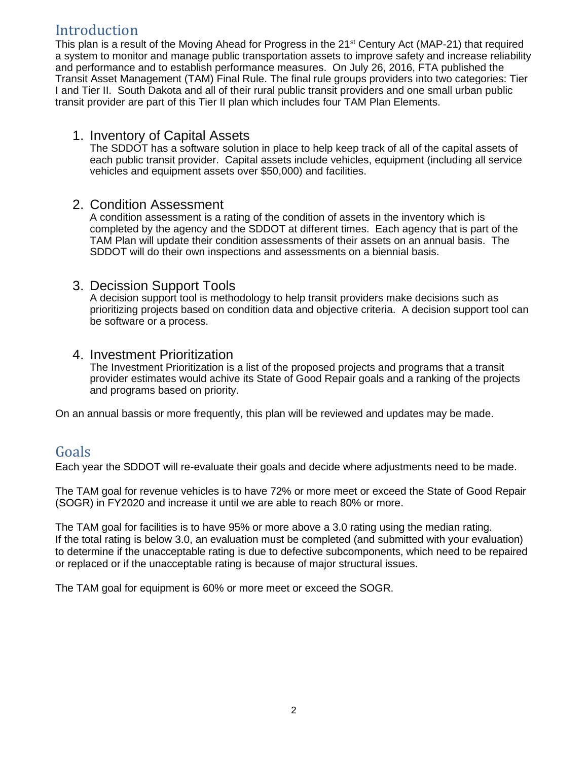## Introduction

This plan is a result of the Moving Ahead for Progress in the 21st Century Act (MAP-21) that required a system to monitor and manage public transportation assets to improve safety and increase reliability and performance and to establish performance measures. On July 26, 2016, FTA published the Transit Asset Management (TAM) Final Rule. The final rule groups providers into two categories: Tier I and Tier II. South Dakota and all of their rural public transit providers and one small urban public transit provider are part of this Tier II plan which includes four TAM Plan Elements.

1. Inventory of Capital Assets
   The SDDOT has a software solution in place to help keep track of all of the capital assets of each public transit provider. Capital assets include vehicles, equipment (including all service vehicles and equipment assets over $50,000) and facilities.

2. Condition Assessment
   A condition assessment is a rating of the condition of assets in the inventory which is completed by the agency and the SDDOT at different times. Each agency that is part of the TAM Plan will update their condition assessments of their assets on an annual basis. The SDDOT will do their own inspections and assessments on a biennial basis.

3. Decission Support Tools
   A decision support tool is methodology to help transit providers make decisions such as prioritizing projects based on condition data and objective criteria. A decision support tool can be software or a process.

4. Investment Prioritization
   The Investment Prioritization is a list of the proposed projects and programs that a transit provider estimates would achive its State of Good Repair goals and a ranking of the projects and programs based on priority.

On an annual bassis or more frequently, this plan will be reviewed and updates may be made.

## Goals

Each year the SDDOT will re-evaluate their goals and decide where adjustments need to be made.

The TAM goal for revenue vehicles is to have 72% or more meet or exceed the State of Good Repair (SOGR) in FY2020 and increase it until we are able to reach 80% or more.

The TAM goal for facilities is to have 95% or more above a 3.0 rating using the median rating. If the total rating is below 3.0, an evaluation must be completed (and submitted with your evaluation) to determine if the unacceptable rating is due to defective subcomponents, which need to be repaired or replaced or if the unacceptable rating is because of major structural issues.

The TAM goal for equipment is 60% or more meet or exceed the SOGR.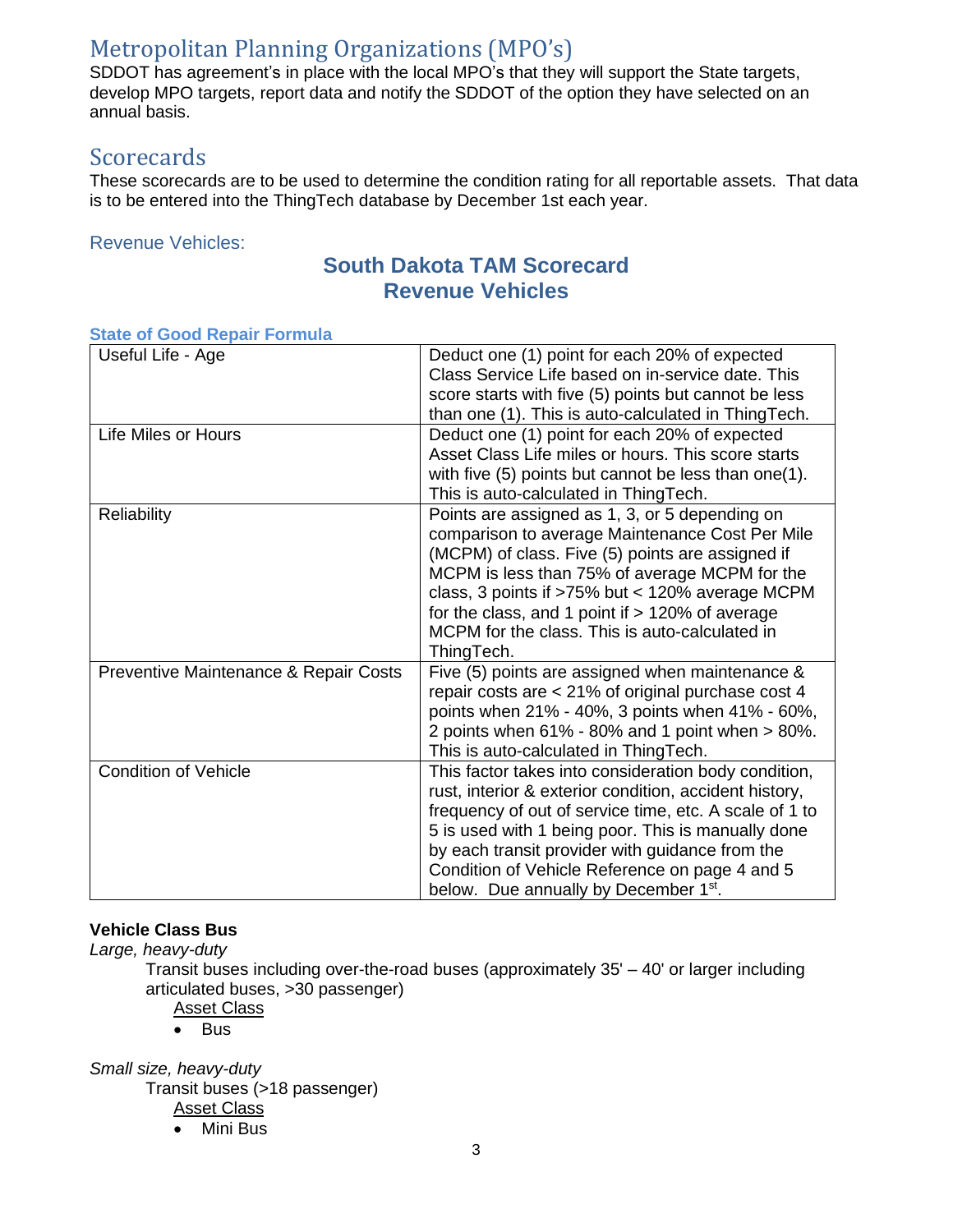## Metropolitan Planning Organizations (MPO's)

SDDOT has agreement's in place with the local MPO's that they will support the State targets, develop MPO targets, report data and notify the SDDOT of the option they have selected on an annual basis.

## Scorecards

These scorecards are to be used to determine the condition rating for all reportable assets. That data is to be entered into the ThingTech database by December 1st each year.

### Revenue Vehicles:

**South Dakota TAM Scorecard**
**Revenue Vehicles**

**State of Good Repair Formula**

| | |
|---|---|
| Useful Life - Age | Deduct one (1) point for each 20% of expected Class Service Life based on in-service date. This score starts with five (5) points but cannot be less than one (1). This is auto-calculated in ThingTech. |
| Life Miles or Hours | Deduct one (1) point for each 20% of expected Asset Class Life miles or hours. This score starts with five (5) points but cannot be less than one(1). This is auto-calculated in ThingTech. |
| Reliability | Points are assigned as 1, 3, or 5 depending on comparison to average Maintenance Cost Per Mile (MCPM) of class. Five (5) points are assigned if MCPM is less than 75% of average MCPM for the class, 3 points if >75% but < 120% average MCPM for the class, and 1 point if > 120% of average MCPM for the class. This is auto-calculated in ThingTech. |
| Preventive Maintenance & Repair Costs | Five (5) points are assigned when maintenance & repair costs are < 21% of original purchase cost 4 points when 21% - 40%, 3 points when 41% - 60%, 2 points when 61% - 80% and 1 point when > 80%. This is auto-calculated in ThingTech. |
| Condition of Vehicle | This factor takes into consideration body condition, rust, interior & exterior condition, accident history, frequency of out of service time, etc. A scale of 1 to 5 is used with 1 being poor. This is manually done by each transit provider with guidance from the Condition of Vehicle Reference on page 4 and 5 below. Due annually by December 1st. |

**Vehicle Class Bus**

*Large, heavy-duty*

Transit buses including over-the-road buses (approximately 35' – 40' or larger including articulated buses, >30 passenger)

Asset Class

- Bus

*Small size, heavy-duty*

Transit buses (>18 passenger)

Asset Class

- Mini Bus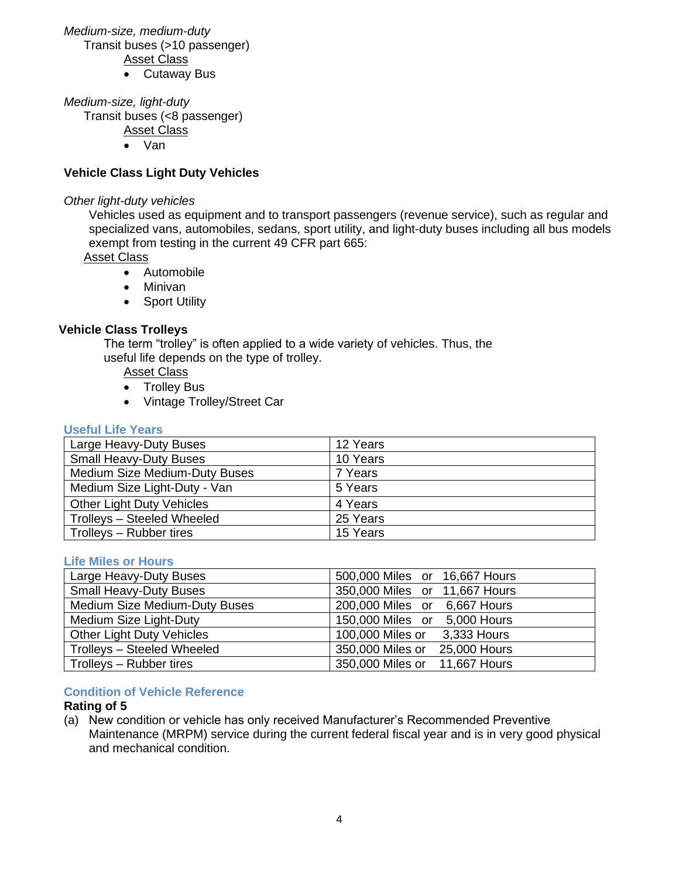*Medium-size, medium-duty*

Transit buses (>10 passenger)

Asset Class

- Cutaway Bus

*Medium-size, light-duty*

Transit buses (<8 passenger)

Asset Class

- Van

**Vehicle Class Light Duty Vehicles**

*Other light-duty vehicles*

Vehicles used as equipment and to transport passengers (revenue service), such as regular and specialized vans, automobiles, sedans, sport utility, and light-duty buses including all bus models exempt from testing in the current 49 CFR part 665:

Asset Class

- Automobile
- Minivan
- Sport Utility

**Vehicle Class Trolleys**

The term "trolley" is often applied to a wide variety of vehicles. Thus, the useful life depends on the type of trolley.

Asset Class

- Trolley Bus
- Vintage Trolley/Street Car

### Useful Life Years

| | |
|---|---|
| Large Heavy-Duty Buses | 12 Years |
| Small Heavy-Duty Buses | 10 Years |
| Medium Size Medium-Duty Buses | 7 Years |
| Medium Size Light-Duty - Van | 5 Years |
| Other Light Duty Vehicles | 4 Years |
| Trolleys – Steeled Wheeled | 25 Years |
| Trolleys – Rubber tires | 15 Years |

### Life Miles or Hours

| | |
|---|---|
| Large Heavy-Duty Buses | 500,000 Miles or 16,667 Hours |
| Small Heavy-Duty Buses | 350,000 Miles or 11,667 Hours |
| Medium Size Medium-Duty Buses | 200,000 Miles or 6,667 Hours |
| Medium Size Light-Duty | 150,000 Miles or 5,000 Hours |
| Other Light Duty Vehicles | 100,000 Miles or 3,333 Hours |
| Trolleys – Steeled Wheeled | 350,000 Miles or 25,000 Hours |
| Trolleys – Rubber tires | 350,000 Miles or 11,667 Hours |

### Condition of Vehicle Reference

**Rating of 5**

(a) New condition or vehicle has only received Manufacturer's Recommended Preventive Maintenance (MRPM) service during the current federal fiscal year and is in very good physical and mechanical condition.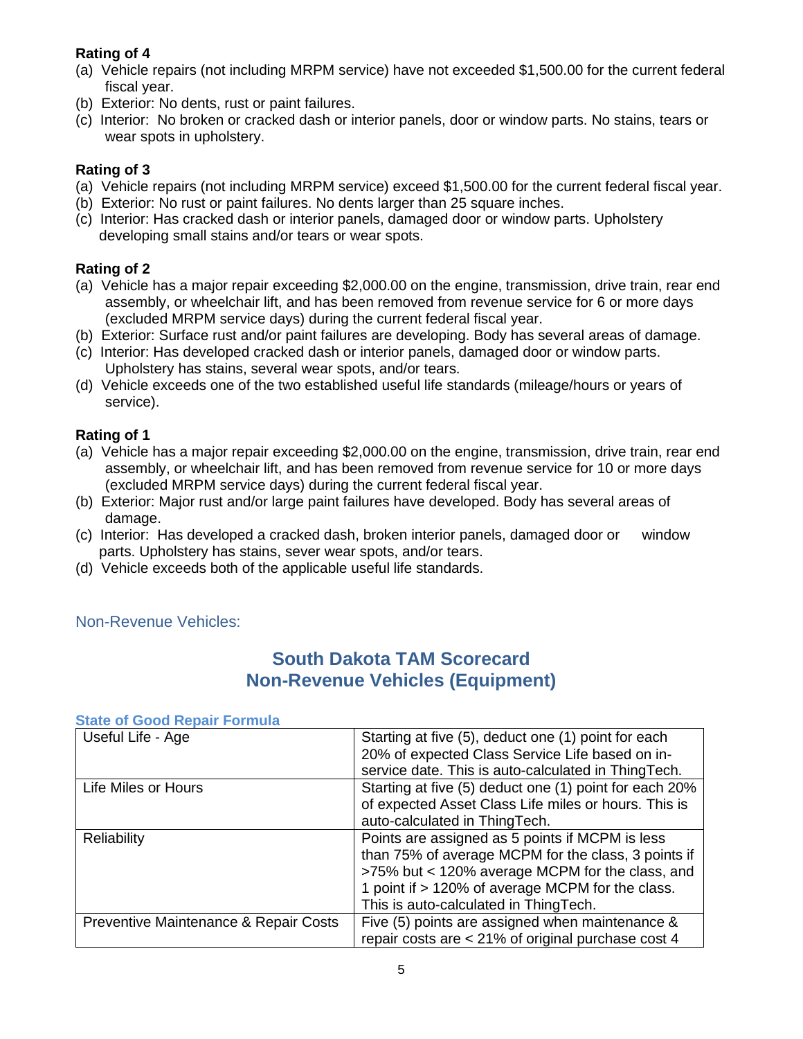**Rating of 4**

(a) Vehicle repairs (not including MRPM service) have not exceeded $1,500.00 for the current federal fiscal year.
(b) Exterior: No dents, rust or paint failures.
(c) Interior: No broken or cracked dash or interior panels, door or window parts. No stains, tears or wear spots in upholstery.

**Rating of 3**

(a) Vehicle repairs (not including MRPM service) exceed $1,500.00 for the current federal fiscal year.
(b) Exterior: No rust or paint failures. No dents larger than 25 square inches.
(c) Interior: Has cracked dash or interior panels, damaged door or window parts. Upholstery developing small stains and/or tears or wear spots.

**Rating of 2**

(a) Vehicle has a major repair exceeding $2,000.00 on the engine, transmission, drive train, rear end assembly, or wheelchair lift, and has been removed from revenue service for 6 or more days (excluded MRPM service days) during the current federal fiscal year.
(b) Exterior: Surface rust and/or paint failures are developing. Body has several areas of damage.
(c) Interior: Has developed cracked dash or interior panels, damaged door or window parts. Upholstery has stains, several wear spots, and/or tears.
(d) Vehicle exceeds one of the two established useful life standards (mileage/hours or years of service).

**Rating of 1**

(a) Vehicle has a major repair exceeding $2,000.00 on the engine, transmission, drive train, rear end assembly, or wheelchair lift, and has been removed from revenue service for 10 or more days (excluded MRPM service days) during the current federal fiscal year.
(b) Exterior: Major rust and/or large paint failures have developed. Body has several areas of damage.
(c) Interior: Has developed a cracked dash, broken interior panels, damaged door or window parts. Upholstery has stains, sever wear spots, and/or tears.
(d) Vehicle exceeds both of the applicable useful life standards.

### Non-Revenue Vehicles:

## South Dakota TAM Scorecard
## Non-Revenue Vehicles (Equipment)

**State of Good Repair Formula**

| | |
|---|---|
| Useful Life - Age | Starting at five (5), deduct one (1) point for each 20% of expected Class Service Life based on in-service date. This is auto-calculated in ThingTech. |
| Life Miles or Hours | Starting at five (5) deduct one (1) point for each 20% of expected Asset Class Life miles or hours. This is auto-calculated in ThingTech. |
| Reliability | Points are assigned as 5 points if MCPM is less than 75% of average MCPM for the class, 3 points if >75% but < 120% average MCPM for the class, and 1 point if > 120% of average MCPM for the class. This is auto-calculated in ThingTech. |
| Preventive Maintenance & Repair Costs | Five (5) points are assigned when maintenance & repair costs are < 21% of original purchase cost 4 |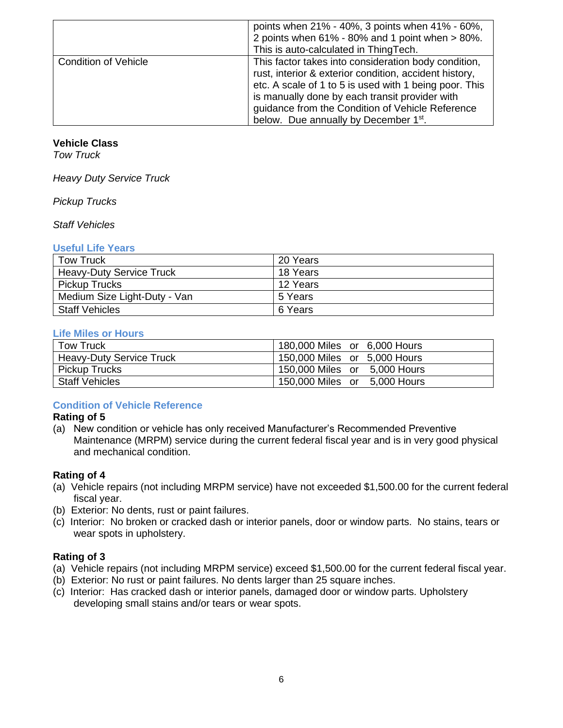|  |  |
|---|---|
|  | points when 21% - 40%, 3 points when 41% - 60%, 2 points when 61% - 80% and 1 point when > 80%. This is auto-calculated in ThingTech. |
| Condition of Vehicle | This factor takes into consideration body condition, rust, interior & exterior condition, accident history, etc. A scale of 1 to 5 is used with 1 being poor. This is manually done by each transit provider with guidance from the Condition of Vehicle Reference below. Due annually by December 1st. |

**Vehicle Class**

*Tow Truck*

*Heavy Duty Service Truck*

*Pickup Trucks*

*Staff Vehicles*

### Useful Life Years

| Tow Truck | 20 Years |
|---|---|
| Heavy-Duty Service Truck | 18 Years |
| Pickup Trucks | 12 Years |
| Medium Size Light-Duty - Van | 5 Years |
| Staff Vehicles | 6 Years |

### Life Miles or Hours

| Tow Truck | 180,000 Miles or 6,000 Hours |
|---|---|
| Heavy-Duty Service Truck | 150,000 Miles or 5,000 Hours |
| Pickup Trucks | 150,000 Miles or 5,000 Hours |
| Staff Vehicles | 150,000 Miles or 5,000 Hours |

### Condition of Vehicle Reference

**Rating of 5**

(a) New condition or vehicle has only received Manufacturer's Recommended Preventive Maintenance (MRPM) service during the current federal fiscal year and is in very good physical and mechanical condition.

**Rating of 4**

(a) Vehicle repairs (not including MRPM service) have not exceeded $1,500.00 for the current federal fiscal year.
(b) Exterior: No dents, rust or paint failures.
(c) Interior: No broken or cracked dash or interior panels, door or window parts. No stains, tears or wear spots in upholstery.

**Rating of 3**

(a) Vehicle repairs (not including MRPM service) exceed $1,500.00 for the current federal fiscal year.
(b) Exterior: No rust or paint failures. No dents larger than 25 square inches.
(c) Interior: Has cracked dash or interior panels, damaged door or window parts. Upholstery developing small stains and/or tears or wear spots.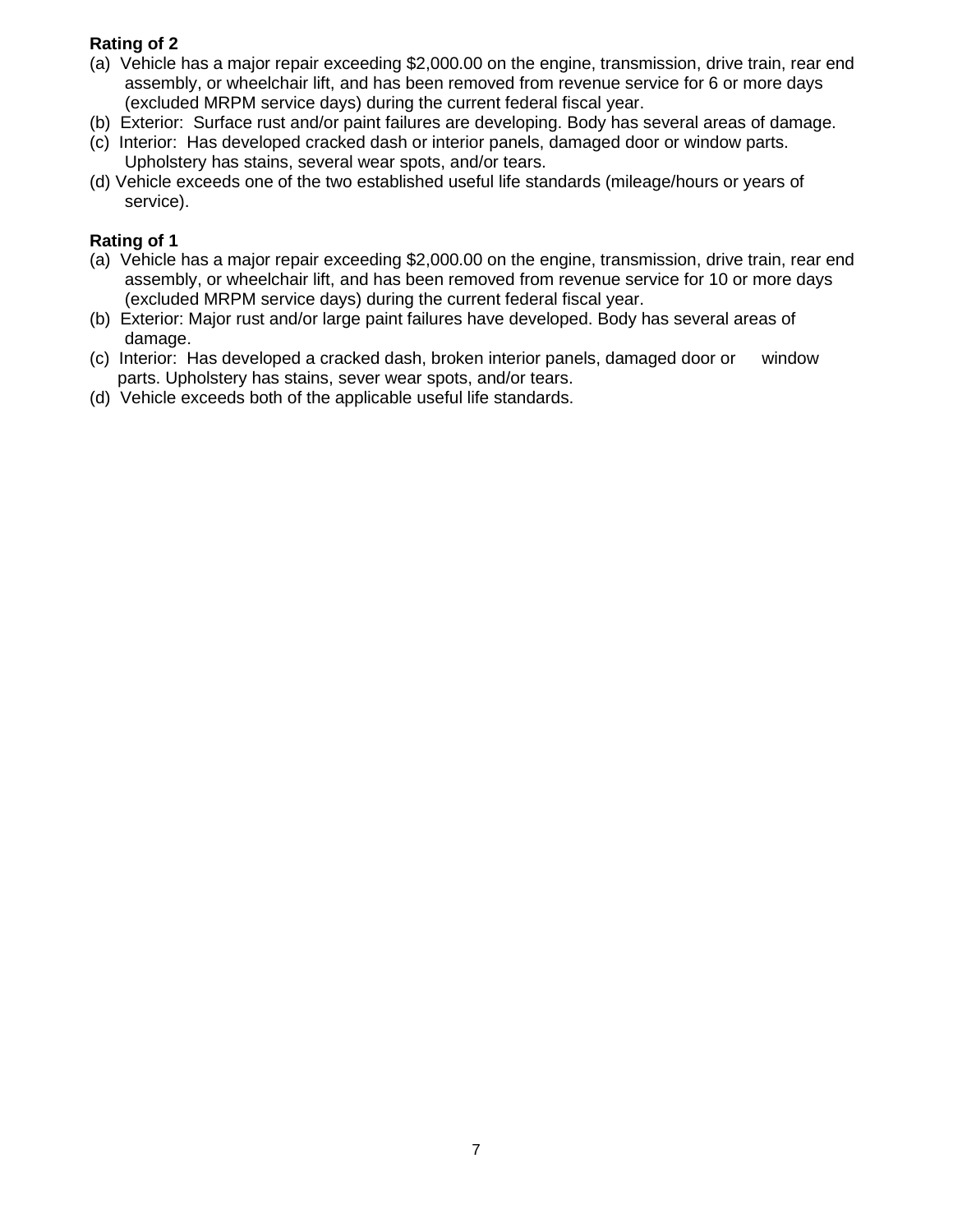**Rating of 2**

(a) Vehicle has a major repair exceeding $2,000.00 on the engine, transmission, drive train, rear end assembly, or wheelchair lift, and has been removed from revenue service for 6 or more days (excluded MRPM service days) during the current federal fiscal year.
(b) Exterior: Surface rust and/or paint failures are developing. Body has several areas of damage.
(c) Interior: Has developed cracked dash or interior panels, damaged door or window parts. Upholstery has stains, several wear spots, and/or tears.
(d) Vehicle exceeds one of the two established useful life standards (mileage/hours or years of service).

**Rating of 1**

(a) Vehicle has a major repair exceeding $2,000.00 on the engine, transmission, drive train, rear end assembly, or wheelchair lift, and has been removed from revenue service for 10 or more days (excluded MRPM service days) during the current federal fiscal year.
(b) Exterior: Major rust and/or large paint failures have developed. Body has several areas of damage.
(c) Interior: Has developed a cracked dash, broken interior panels, damaged door or window parts. Upholstery has stains, sever wear spots, and/or tears.
(d) Vehicle exceeds both of the applicable useful life standards.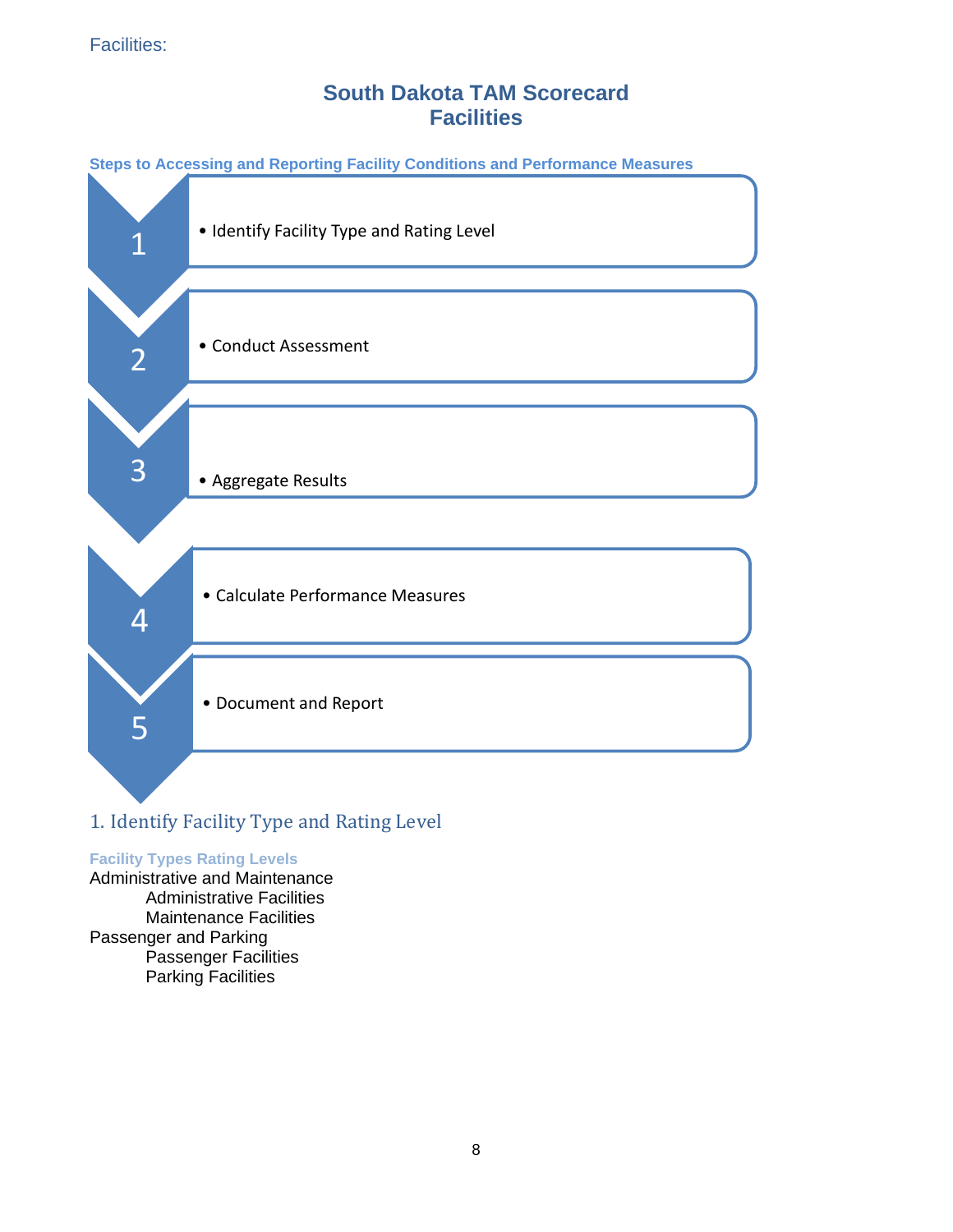Facilities:

# South Dakota TAM Scorecard
# Facilities

**Steps to Accessing and Reporting Facility Conditions and Performance Measures**

1. Identify Facility Type and Rating Level
2. Conduct Assessment
3. Aggregate Results
4. Calculate Performance Measures
5. Document and Report

## 1. Identify Facility Type and Rating Level

**Facility Types Rating Levels**

Administrative and Maintenance
- Administrative Facilities
- Maintenance Facilities

Passenger and Parking
- Passenger Facilities
- Parking Facilities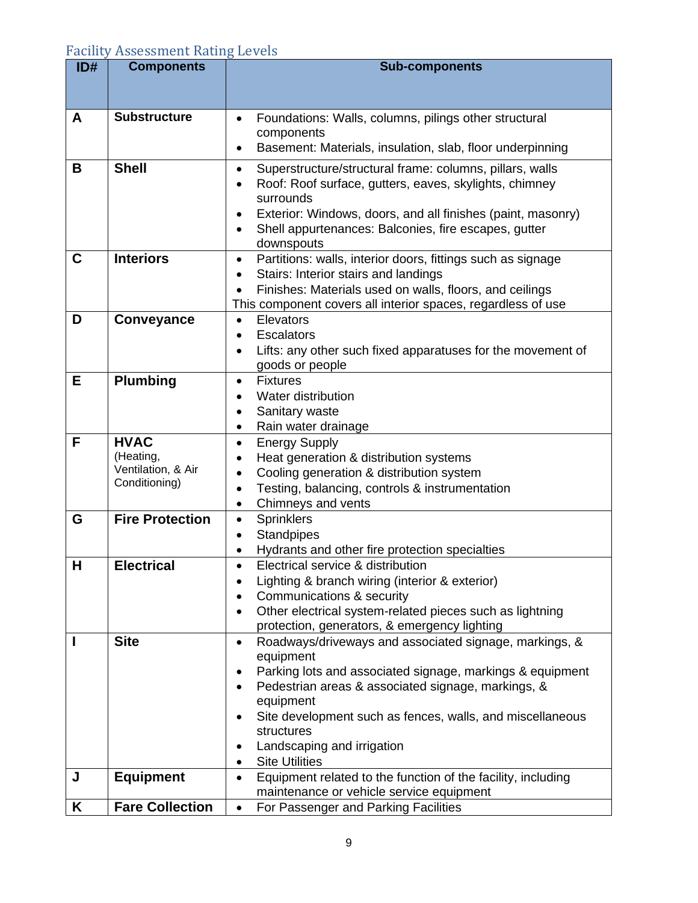## Facility Assessment Rating Levels

| ID# | Components | Sub-components |
|---|---|---|
| A | **Substructure** | • Foundations: Walls, columns, pilings other structural components<br>• Basement: Materials, insulation, slab, floor underpinning |
| B | **Shell** | • Superstructure/structural frame: columns, pillars, walls<br>• Roof: Roof surface, gutters, eaves, skylights, chimney surrounds<br>• Exterior: Windows, doors, and all finishes (paint, masonry)<br>• Shell appurtenances: Balconies, fire escapes, gutter downspouts |
| C | **Interiors** | • Partitions: walls, interior doors, fittings such as signage<br>• Stairs: Interior stairs and landings<br>• Finishes: Materials used on walls, floors, and ceilings<br>This component covers all interior spaces, regardless of use |
| D | **Conveyance** | • Elevators<br>• Escalators<br>• Lifts: any other such fixed apparatuses for the movement of goods or people |
| E | **Plumbing** | • Fixtures<br>• Water distribution<br>• Sanitary waste<br>• Rain water drainage |
| F | **HVAC** (Heating, Ventilation, & Air Conditioning) | • Energy Supply<br>• Heat generation & distribution systems<br>• Cooling generation & distribution system<br>• Testing, balancing, controls & instrumentation<br>• Chimneys and vents |
| G | **Fire Protection** | • Sprinklers<br>• Standpipes<br>• Hydrants and other fire protection specialties |
| H | **Electrical** | • Electrical service & distribution<br>• Lighting & branch wiring (interior & exterior)<br>• Communications & security<br>• Other electrical system-related pieces such as lightning protection, generators, & emergency lighting |
| I | **Site** | • Roadways/driveways and associated signage, markings, & equipment<br>• Parking lots and associated signage, markings & equipment<br>• Pedestrian areas & associated signage, markings, & equipment<br>• Site development such as fences, walls, and miscellaneous structures<br>• Landscaping and irrigation<br>• Site Utilities |
| J | **Equipment** | • Equipment related to the function of the facility, including maintenance or vehicle service equipment |
| K | **Fare Collection** | • For Passenger and Parking Facilities |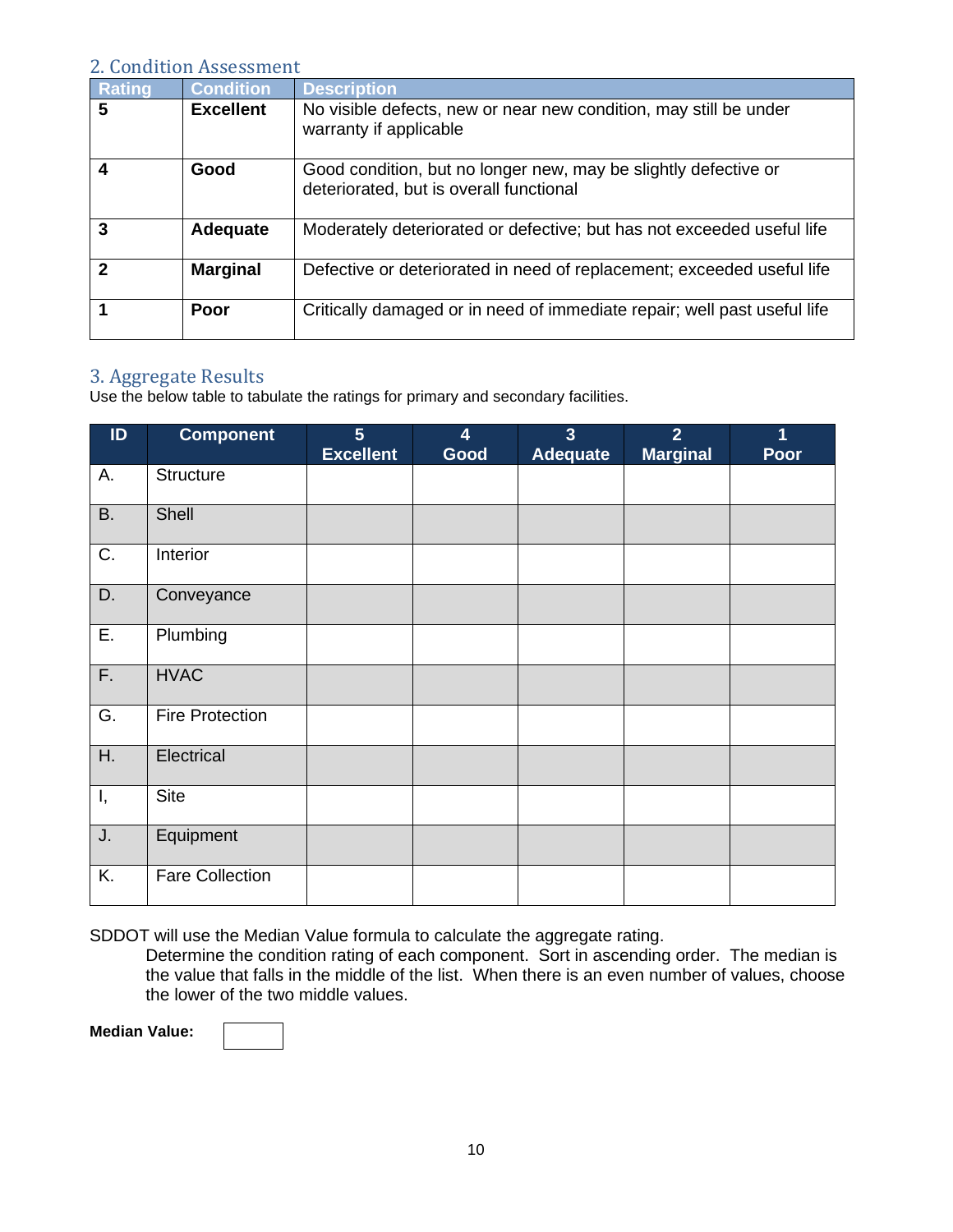## 2. Condition Assessment

| Rating | Condition | Description |
|---|---|---|
| **5** | **Excellent** | No visible defects, new or near new condition, may still be under warranty if applicable |
| **4** | **Good** | Good condition, but no longer new, may be slightly defective or deteriorated, but is overall functional |
| **3** | **Adequate** | Moderately deteriorated or defective; but has not exceeded useful life |
| **2** | **Marginal** | Defective or deteriorated in need of replacement; exceeded useful life |
| **1** | **Poor** | Critically damaged or in need of immediate repair; well past useful life |

## 3. Aggregate Results

Use the below table to tabulate the ratings for primary and secondary facilities.

| ID | Component | 5 Excellent | 4 Good | 3 Adequate | 2 Marginal | 1 Poor |
|---|---|---|---|---|---|---|
| A. | Structure | | | | | |
| B. | Shell | | | | | |
| C. | Interior | | | | | |
| D. | Conveyance | | | | | |
| E. | Plumbing | | | | | |
| F. | HVAC | | | | | |
| G. | Fire Protection | | | | | |
| H. | Electrical | | | | | |
| I, | Site | | | | | |
| J. | Equipment | | | | | |
| K. | Fare Collection | | | | | |

SDDOT will use the Median Value formula to calculate the aggregate rating.

Determine the condition rating of each component. Sort in ascending order. The median is the value that falls in the middle of the list. When there is an even number of values, choose the lower of the two middle values.

**Median Value:**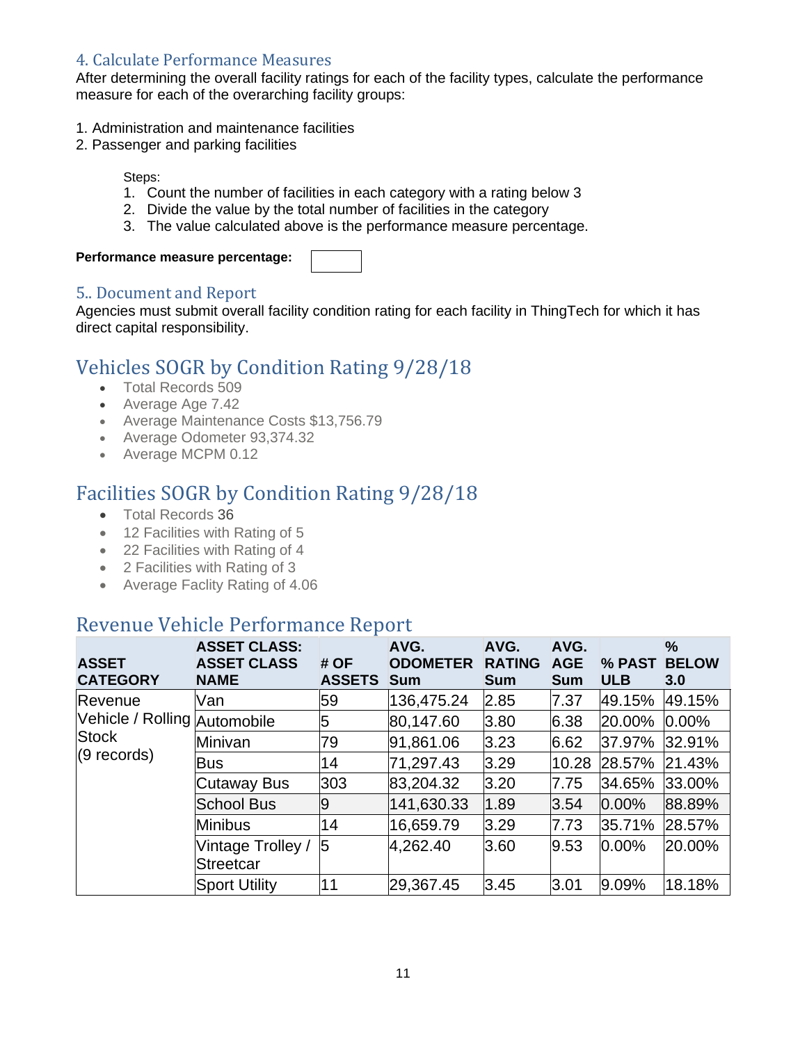### 4. Calculate Performance Measures

After determining the overall facility ratings for each of the facility types, calculate the performance measure for each of the overarching facility groups:

1. Administration and maintenance facilities
2. Passenger and parking facilities

Steps:

1. Count the number of facilities in each category with a rating below 3
2. Divide the value by the total number of facilities in the category
3. The value calculated above is the performance measure percentage.

**Performance measure percentage:**

### 5.. Document and Report

Agencies must submit overall facility condition rating for each facility in ThingTech for which it has direct capital responsibility.

## Vehicles SOGR by Condition Rating 9/28/18

- Total Records 509
- Average Age 7.42
- Average Maintenance Costs $13,756.79
- Average Odometer 93,374.32
- Average MCPM 0.12

## Facilities SOGR by Condition Rating 9/28/18

- Total Records 36
- 12 Facilities with Rating of 5
- 22 Facilities with Rating of 4
- 2 Facilities with Rating of 3
- Average Faclity Rating of 4.06

## Revenue Vehicle Performance Report

| ASSET CATEGORY | ASSET CLASS: ASSET CLASS NAME | # OF ASSETS | AVG. ODOMETER Sum | AVG. RATING Sum | AVG. AGE Sum | % PAST ULB | % BELOW 3.0 |
|---|---|---|---|---|---|---|---|
| Revenue Vehicle / Rolling Stock (9 records) | Van | 59 | 136,475.24 | 2.85 | 7.37 | 49.15% | 49.15% |
| | Automobile | 5 | 80,147.60 | 3.80 | 6.38 | 20.00% | 0.00% |
| | Minivan | 79 | 91,861.06 | 3.23 | 6.62 | 37.97% | 32.91% |
| | Bus | 14 | 71,297.43 | 3.29 | 10.28 | 28.57% | 21.43% |
| | Cutaway Bus | 303 | 83,204.32 | 3.20 | 7.75 | 34.65% | 33.00% |
| | School Bus | 9 | 141,630.33 | 1.89 | 3.54 | 0.00% | 88.89% |
| | Minibus | 14 | 16,659.79 | 3.29 | 7.73 | 35.71% | 28.57% |
| | Vintage Trolley / Streetcar | 5 | 4,262.40 | 3.60 | 9.53 | 0.00% | 20.00% |
| | Sport Utility | 11 | 29,367.45 | 3.45 | 3.01 | 9.09% | 18.18% |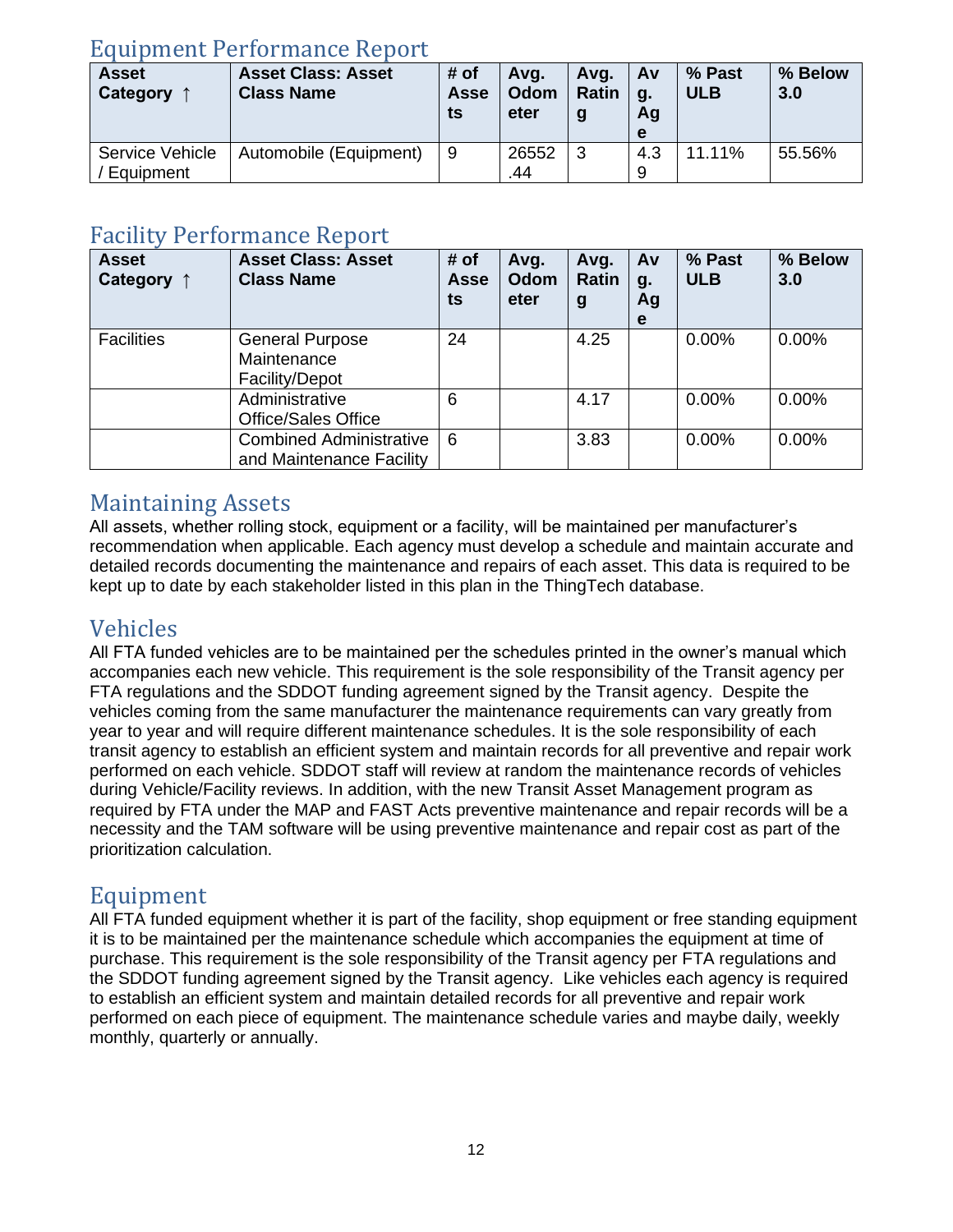## Equipment Performance Report

| Asset Category ↑ | Asset Class: Asset Class Name | # of Assets | Avg. Odometer | Avg. Rating | Avg. Age | % Past ULB | % Below 3.0 |
|---|---|---|---|---|---|---|---|
| Service Vehicle / Equipment | Automobile (Equipment) | 9 | 26552.44 | 3 | 4.39 | 11.11% | 55.56% |

## Facility Performance Report

| Asset Category ↑ | Asset Class: Asset Class Name | # of Assets | Avg. Odometer | Avg. Rating | Avg. Age | % Past ULB | % Below 3.0 |
|---|---|---|---|---|---|---|---|
| Facilities | General Purpose Maintenance Facility/Depot | 24 | | 4.25 | | 0.00% | 0.00% |
| | Administrative Office/Sales Office | 6 | | 4.17 | | 0.00% | 0.00% |
| | Combined Administrative and Maintenance Facility | 6 | | 3.83 | | 0.00% | 0.00% |

## Maintaining Assets

All assets, whether rolling stock, equipment or a facility, will be maintained per manufacturer's recommendation when applicable. Each agency must develop a schedule and maintain accurate and detailed records documenting the maintenance and repairs of each asset. This data is required to be kept up to date by each stakeholder listed in this plan in the ThingTech database.

## Vehicles

All FTA funded vehicles are to be maintained per the schedules printed in the owner's manual which accompanies each new vehicle. This requirement is the sole responsibility of the Transit agency per FTA regulations and the SDDOT funding agreement signed by the Transit agency. Despite the vehicles coming from the same manufacturer the maintenance requirements can vary greatly from year to year and will require different maintenance schedules. It is the sole responsibility of each transit agency to establish an efficient system and maintain records for all preventive and repair work performed on each vehicle. SDDOT staff will review at random the maintenance records of vehicles during Vehicle/Facility reviews. In addition, with the new Transit Asset Management program as required by FTA under the MAP and FAST Acts preventive maintenance and repair records will be a necessity and the TAM software will be using preventive maintenance and repair cost as part of the prioritization calculation.

## Equipment

All FTA funded equipment whether it is part of the facility, shop equipment or free standing equipment it is to be maintained per the maintenance schedule which accompanies the equipment at time of purchase. This requirement is the sole responsibility of the Transit agency per FTA regulations and the SDDOT funding agreement signed by the Transit agency. Like vehicles each agency is required to establish an efficient system and maintain detailed records for all preventive and repair work performed on each piece of equipment. The maintenance schedule varies and maybe daily, weekly monthly, quarterly or annually.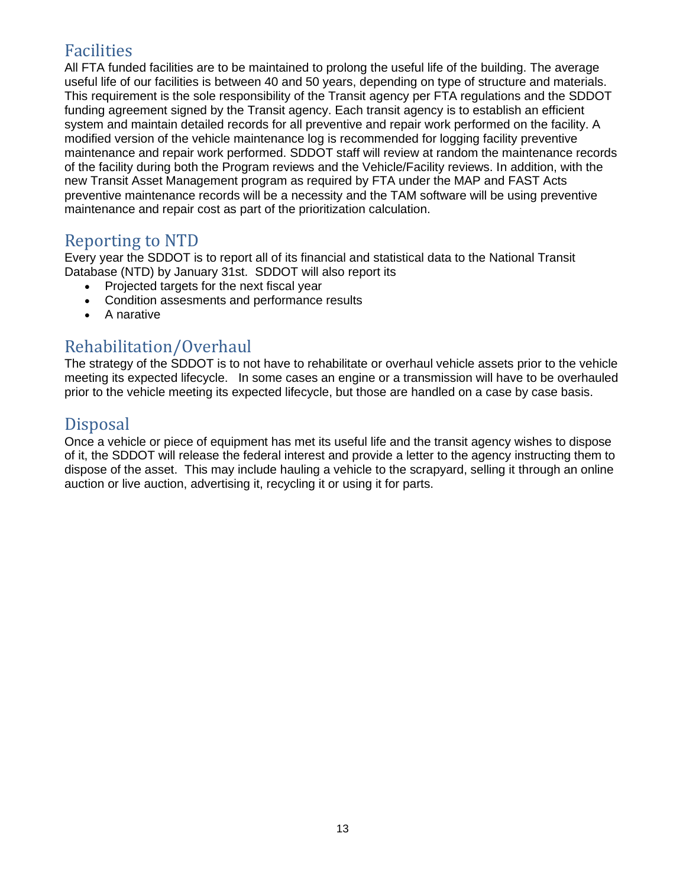## Facilities

All FTA funded facilities are to be maintained to prolong the useful life of the building. The average useful life of our facilities is between 40 and 50 years, depending on type of structure and materials. This requirement is the sole responsibility of the Transit agency per FTA regulations and the SDDOT funding agreement signed by the Transit agency. Each transit agency is to establish an efficient system and maintain detailed records for all preventive and repair work performed on the facility. A modified version of the vehicle maintenance log is recommended for logging facility preventive maintenance and repair work performed. SDDOT staff will review at random the maintenance records of the facility during both the Program reviews and the Vehicle/Facility reviews. In addition, with the new Transit Asset Management program as required by FTA under the MAP and FAST Acts preventive maintenance records will be a necessity and the TAM software will be using preventive maintenance and repair cost as part of the prioritization calculation.

## Reporting to NTD

Every year the SDDOT is to report all of its financial and statistical data to the National Transit Database (NTD) by January 31st. SDDOT will also report its

- Projected targets for the next fiscal year
- Condition assesments and performance results
- A narative

## Rehabilitation/Overhaul

The strategy of the SDDOT is to not have to rehabilitate or overhaul vehicle assets prior to the vehicle meeting its expected lifecycle. In some cases an engine or a transmission will have to be overhauled prior to the vehicle meeting its expected lifecycle, but those are handled on a case by case basis.

## Disposal

Once a vehicle or piece of equipment has met its useful life and the transit agency wishes to dispose of it, the SDDOT will release the federal interest and provide a letter to the agency instructing them to dispose of the asset. This may include hauling a vehicle to the scrapyard, selling it through an online auction or live auction, advertising it, recycling it or using it for parts.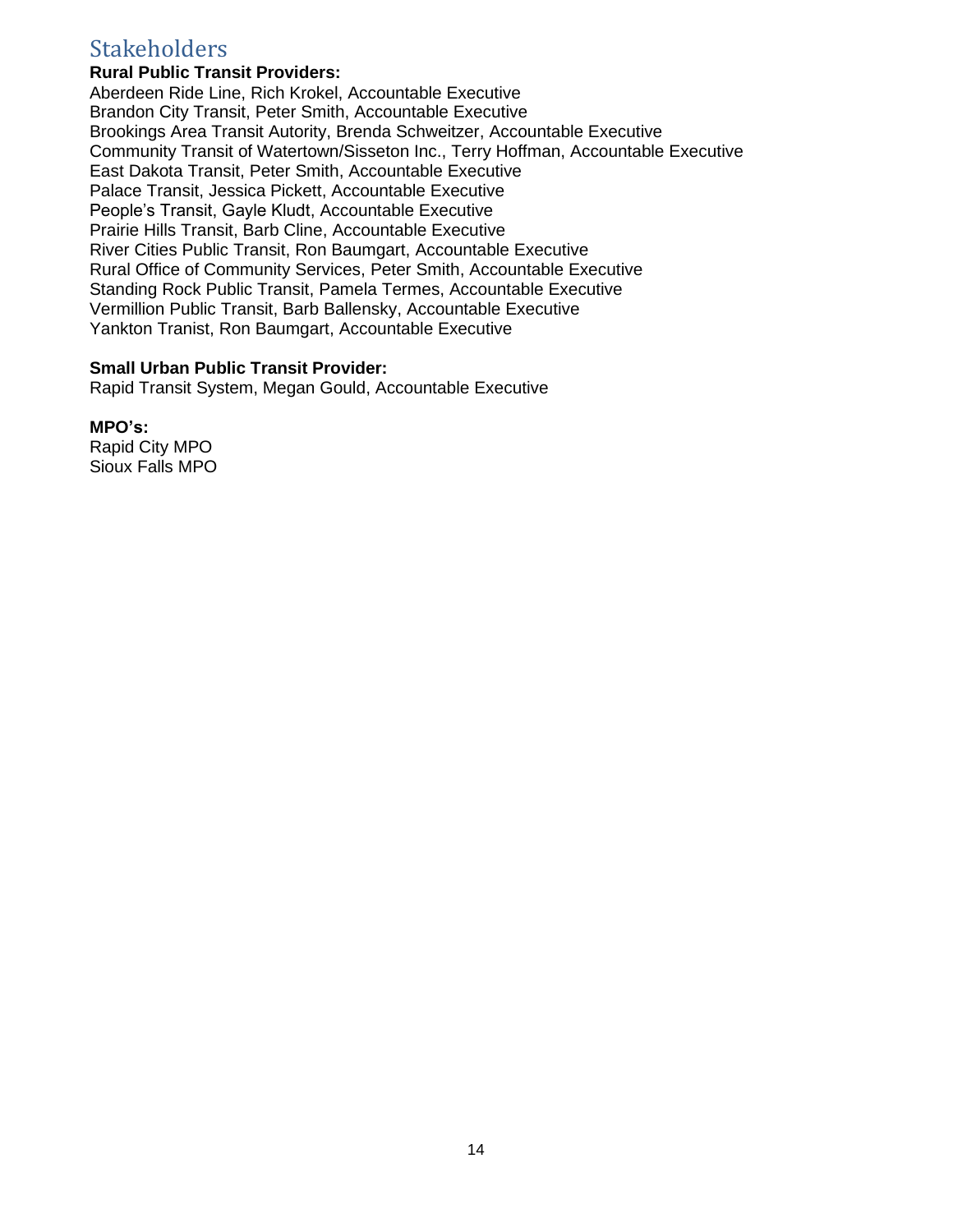## Stakeholders

**Rural Public Transit Providers:**
Aberdeen Ride Line, Rich Krokel, Accountable Executive
Brandon City Transit, Peter Smith, Accountable Executive
Brookings Area Transit Autority, Brenda Schweitzer, Accountable Executive
Community Transit of Watertown/Sisseton Inc., Terry Hoffman, Accountable Executive
East Dakota Transit, Peter Smith, Accountable Executive
Palace Transit, Jessica Pickett, Accountable Executive
People's Transit, Gayle Kludt, Accountable Executive
Prairie Hills Transit, Barb Cline, Accountable Executive
River Cities Public Transit, Ron Baumgart, Accountable Executive
Rural Office of Community Services, Peter Smith, Accountable Executive
Standing Rock Public Transit, Pamela Termes, Accountable Executive
Vermillion Public Transit, Barb Ballensky, Accountable Executive
Yankton Tranist, Ron Baumgart, Accountable Executive

**Small Urban Public Transit Provider:**
Rapid Transit System, Megan Gould, Accountable Executive

**MPO's:**
Rapid City MPO
Sioux Falls MPO